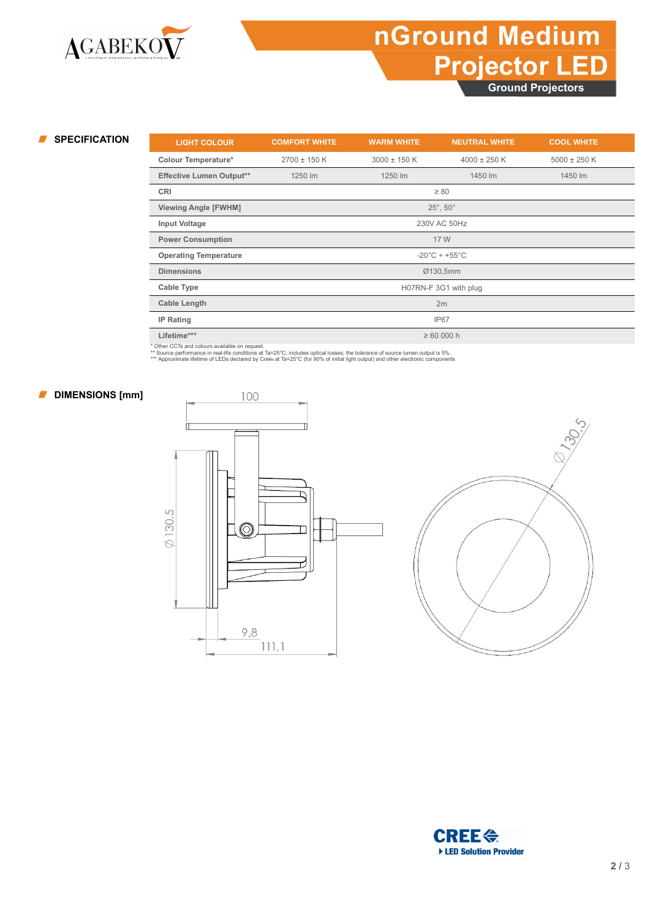# nGround Medium Projector LED

Ground Projectors

## SPECIFICATION

| LIGHT COLOUR | COMFORT WHITE | WARM WHITE | NEUTRAL WHITE | COOL WHITE |
|---|---|---|---|---|
| Colour Temperature* | 2700 ± 150 K | 3000 ± 150 K | 4000 ± 250 K | 5000 ± 250 K |
| Effective Lumen Output** | 1250 lm | 1250 lm | 1450 lm | 1450 lm |
| CRI | ≥ 80 | | | |
| Viewing Angle [FWHM] | 25°, 50° | | | |
| Input Voltage | 230V AC 50Hz | | | |
| Power Consumption | 17 W | | | |
| Operating Temperature | -20°C ÷ +55°C | | | |
| Dimensions | Ø130,5mm | | | |
| Cable Type | H07RN-F 3G1 with plug | | | |
| Cable Length | 2m | | | |
| IP Rating | IP67 | | | |
| Lifetime*** | ≥ 60 000 h | | | |

* Other CCTs and colours available on request.
** Source performance in real-life conditions at Ta=25°C; includes optical losses; the tolerance of source lumen output is 5%.
*** Approximate lifetime of LEDs declared by Cree® at Ta=25°C (for 90% of initial light output) and other electronic components

## DIMENSIONS [mm]

100

Ø 130,5

9,8

111,1

Ø 130,5

CREE
LED Solution Provider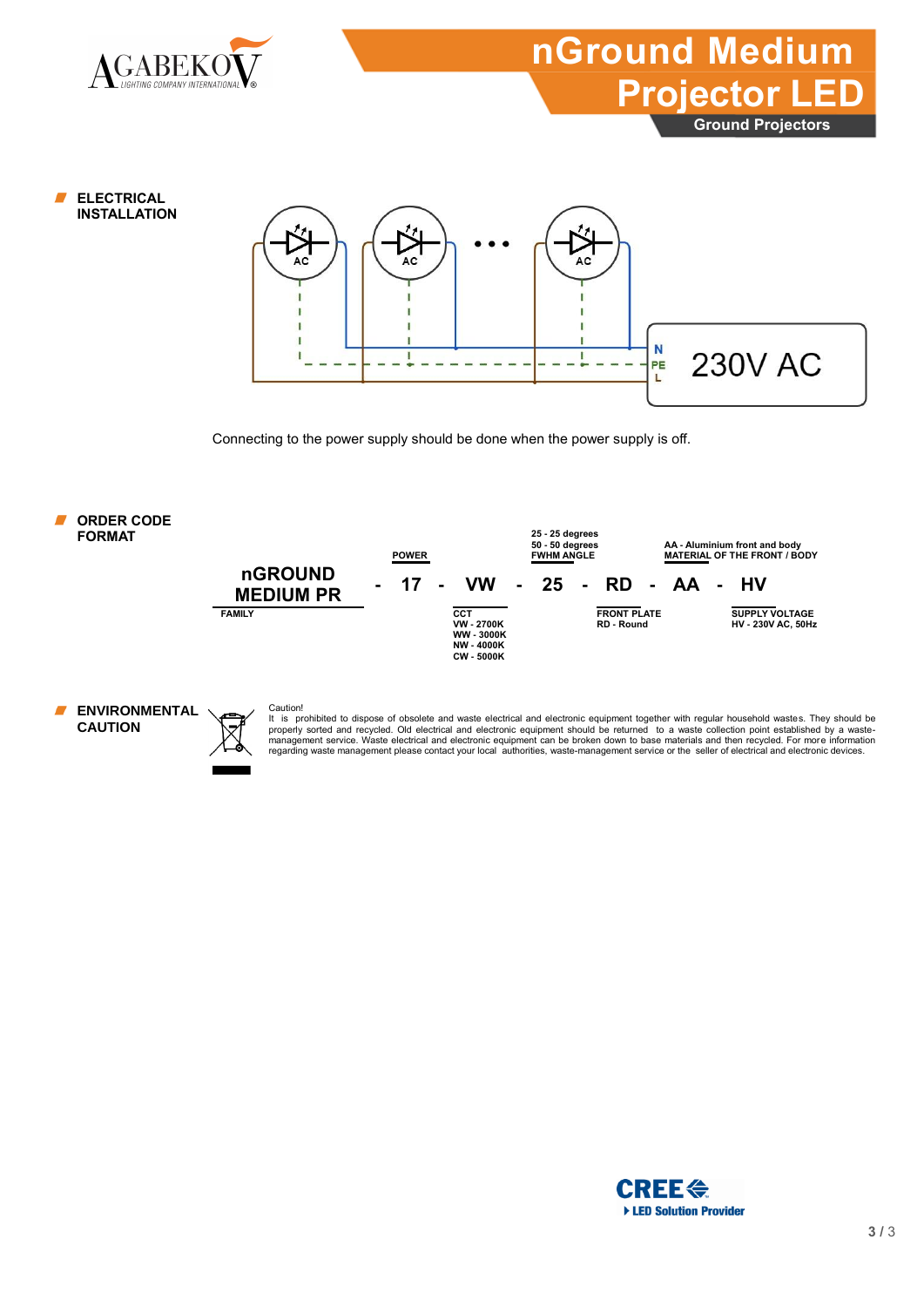# nGround Medium Projector LED

Ground Projectors

## ELECTRICAL INSTALLATION

AC AC AC

N
PE
L

230V AC

Connecting to the power supply should be done when the power supply is off.

## ORDER CODE FORMAT

| FAMILY | | POWER | | CCT | | FWHM ANGLE | | FRONT PLATE | | MATERIAL OF THE FRONT / BODY | | SUPPLY VOLTAGE |
|---|---|---|---|---|---|---|---|---|---|---|---|---|
| nGROUND MEDIUM PR | - | 17 | - | VW | - | 25 | - | RD | - | AA | - | HV |

FWHM ANGLE:
- 25 - 25 degrees
- 50 - 50 degrees

CCT:
- VW - 2700K
- WW - 3000K
- NW - 4000K
- CW - 5000K

FRONT PLATE:
- RD - Round

MATERIAL OF THE FRONT / BODY:
- AA - Aluminium front and body

SUPPLY VOLTAGE:
- HV - 230V AC, 50Hz

## ENVIRONMENTAL CAUTION

Caution!
It is prohibited to dispose of obsolete and waste electrical and electronic equipment together with regular household wastes. They should be properly sorted and recycled. Old electrical and electronic equipment should be returned to a waste collection point established by a waste-management service. Waste electrical and electronic equipment can be broken down to base materials and then recycled. For more information regarding waste management please contact your local authorities, waste-management service or the seller of electrical and electronic devices.

CREE LED Solution Provider